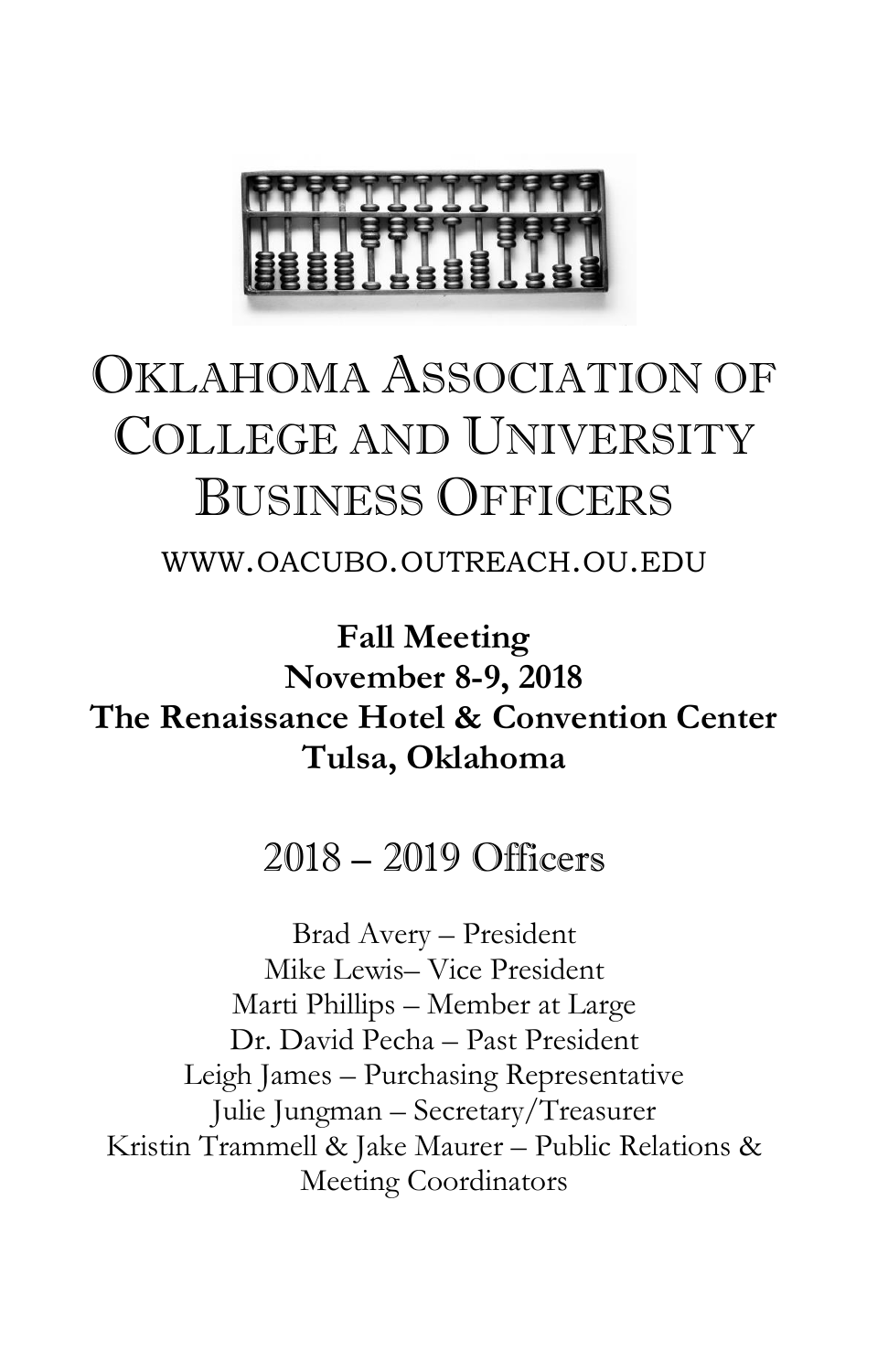# Oklahoma Association of College and University Business Officers

WWW.OACUBO.OUTREACH.OU.EDU

**Fall Meeting**
**November 8-9, 2018**
**The Renaissance Hotel & Convention Center**
**Tulsa, Oklahoma**

## 2018 – 2019 Officers

Brad Avery – President
Mike Lewis– Vice President
Marti Phillips – Member at Large
Dr. David Pecha – Past President
Leigh James – Purchasing Representative
Julie Jungman – Secretary/Treasurer
Kristin Trammell & Jake Maurer – Public Relations & Meeting Coordinators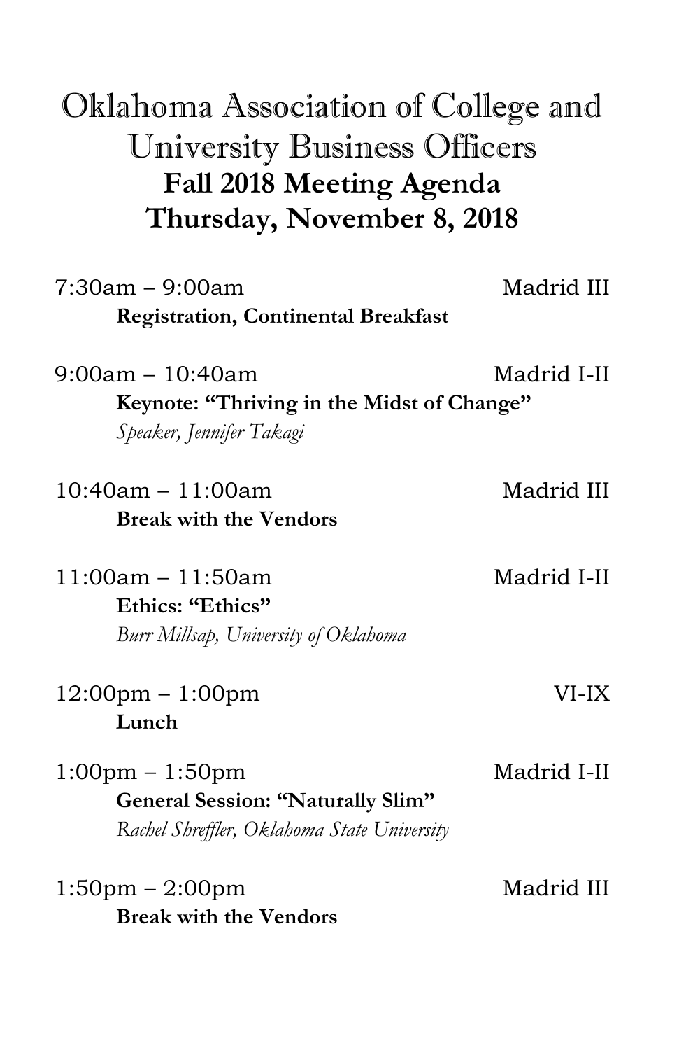# Oklahoma Association of College and University Business Officers

## Fall 2018 Meeting Agenda

## Thursday, November 8, 2018

7:30am – 9:00am — Madrid III

**Registration, Continental Breakfast**

9:00am – 10:40am — Madrid I-II

**Keynote: "Thriving in the Midst of Change"**

*Speaker, Jennifer Takagi*

10:40am – 11:00am — Madrid III

**Break with the Vendors**

11:00am – 11:50am — Madrid I-II

**Ethics: "Ethics"**

*Burr Millsap, University of Oklahoma*

12:00pm – 1:00pm — VI-IX

**Lunch**

1:00pm – 1:50pm — Madrid I-II

**General Session: "Naturally Slim"**

*Rachel Shreffler, Oklahoma State University*

1:50pm – 2:00pm — Madrid III

**Break with the Vendors**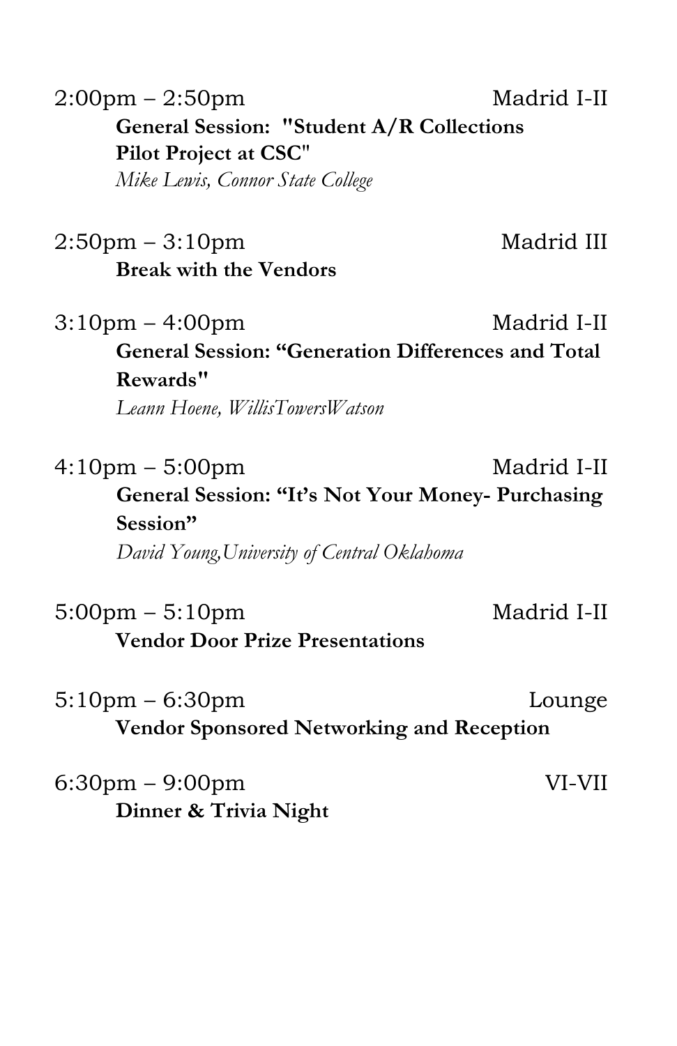2:00pm – 2:50pm Madrid I-II

**General Session: "Student A/R Collections Pilot Project at CSC"**

*Mike Lewis, Connor State College*

2:50pm – 3:10pm Madrid III

**Break with the Vendors**

3:10pm – 4:00pm Madrid I-II

**General Session: "Generation Differences and Total Rewards"**

*Leann Hoene, WillisTowersWatson*

4:10pm – 5:00pm Madrid I-II

**General Session: "It's Not Your Money- Purchasing Session"**

*David Young,University of Central Oklahoma*

5:00pm – 5:10pm Madrid I-II

**Vendor Door Prize Presentations**

5:10pm – 6:30pm Lounge

**Vendor Sponsored Networking and Reception**

6:30pm – 9:00pm VI-VII

**Dinner & Trivia Night**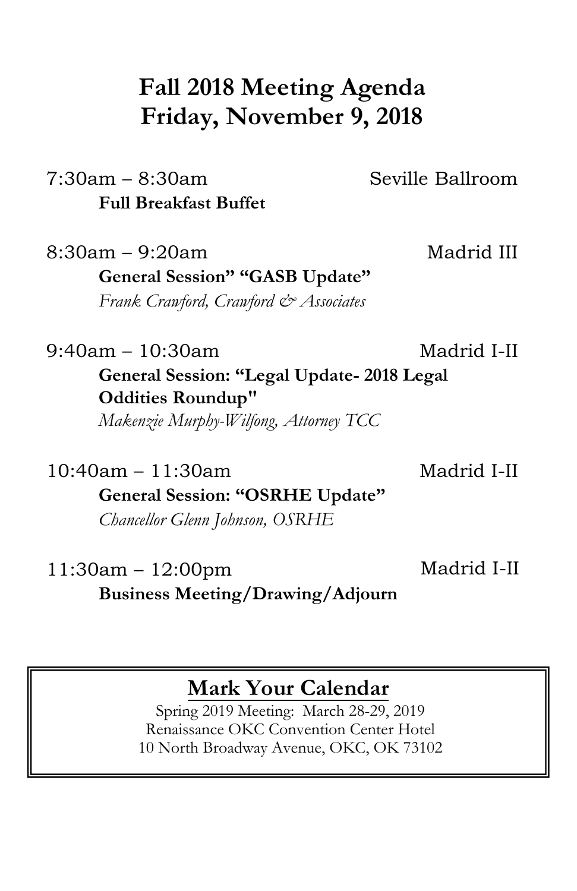# Fall 2018 Meeting Agenda
# Friday, November 9, 2018

7:30am – 8:30am Seville Ballroom

**Full Breakfast Buffet**

8:30am – 9:20am Madrid III

**General Session" "GASB Update"**

*Frank Crawford, Crawford & Associates*

9:40am – 10:30am Madrid I-II

**General Session: "Legal Update- 2018 Legal Oddities Roundup"**

*Makenzie Murphy-Wilfong, Attorney TCC*

10:40am – 11:30am Madrid I-II

**General Session: "OSRHE Update"**

*Chancellor Glenn Johnson, OSRHE*

11:30am – 12:00pm Madrid I-II

**Business Meeting/Drawing/Adjourn**

## Mark Your Calendar

Spring 2019 Meeting: March 28-29, 2019
Renaissance OKC Convention Center Hotel
10 North Broadway Avenue, OKC, OK 73102